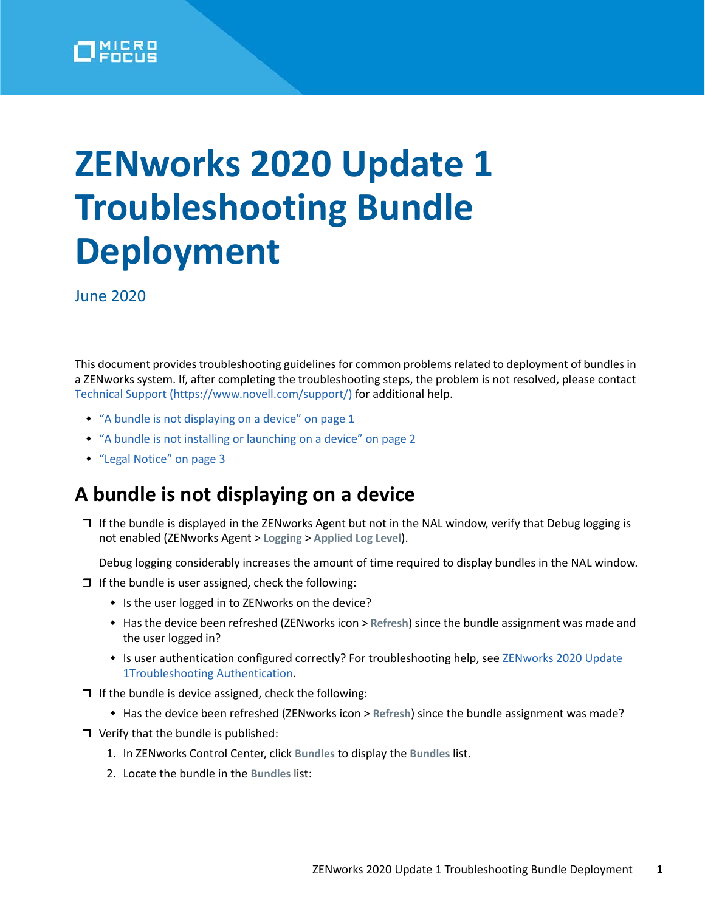# ZENworks 2020 Update 1 Troubleshooting Bundle Deployment

June 2020

This document provides troubleshooting guidelines for common problems related to deployment of bundles in a ZENworks system. If, after completing the troubleshooting steps, the problem is not resolved, please contact Technical Support (https://www.novell.com/support/) for additional help.

- "A bundle is not displaying on a device" on page 1
- "A bundle is not installing or launching on a device" on page 2
- "Legal Notice" on page 3

## A bundle is not displaying on a device

- ❒ If the bundle is displayed in the ZENworks Agent but not in the NAL window, verify that Debug logging is not enabled (ZENworks Agent > **Logging** > **Applied Log Level**).

  Debug logging considerably increases the amount of time required to display bundles in the NAL window.

- ❒ If the bundle is user assigned, check the following:
  - Is the user logged in to ZENworks on the device?
  - Has the device been refreshed (ZENworks icon > **Refresh**) since the bundle assignment was made and the user logged in?
  - Is user authentication configured correctly? For troubleshooting help, see ZENworks 2020 Update 1Troubleshooting Authentication.
- ❒ If the bundle is device assigned, check the following:
  - Has the device been refreshed (ZENworks icon > **Refresh**) since the bundle assignment was made?
- ❒ Verify that the bundle is published:
  1. In ZENworks Control Center, click **Bundles** to display the **Bundles** list.
  2. Locate the bundle in the **Bundles** list: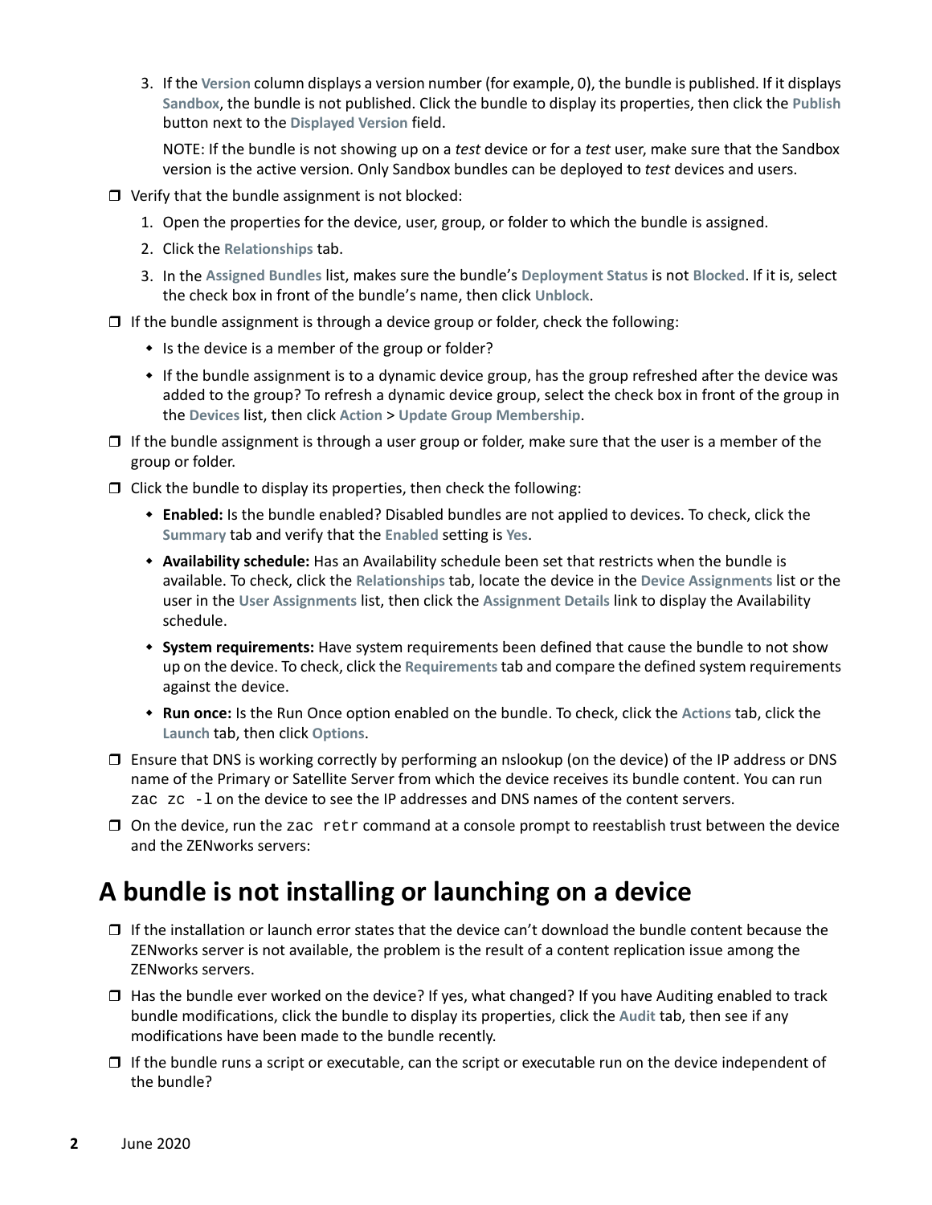3. If the **Version** column displays a version number (for example, 0), the bundle is published. If it displays **Sandbox**, the bundle is not published. Click the bundle to display its properties, then click the **Publish** button next to the **Displayed Version** field.

   NOTE: If the bundle is not showing up on a *test* device or for a *test* user, make sure that the Sandbox version is the active version. Only Sandbox bundles can be deployed to *test* devices and users.

- ❐ Verify that the bundle assignment is not blocked:
  1. Open the properties for the device, user, group, or folder to which the bundle is assigned.
  2. Click the **Relationships** tab.
  3. In the **Assigned Bundles** list, makes sure the bundle's **Deployment Status** is not **Blocked**. If it is, select the check box in front of the bundle's name, then click **Unblock**.
- ❐ If the bundle assignment is through a device group or folder, check the following:
  - Is the device is a member of the group or folder?
  - If the bundle assignment is to a dynamic device group, has the group refreshed after the device was added to the group? To refresh a dynamic device group, select the check box in front of the group in the **Devices** list, then click **Action** > **Update Group Membership**.
- ❐ If the bundle assignment is through a user group or folder, make sure that the user is a member of the group or folder.
- ❐ Click the bundle to display its properties, then check the following:
  - **Enabled:** Is the bundle enabled? Disabled bundles are not applied to devices. To check, click the **Summary** tab and verify that the **Enabled** setting is **Yes**.
  - **Availability schedule:** Has an Availability schedule been set that restricts when the bundle is available. To check, click the **Relationships** tab, locate the device in the **Device Assignments** list or the user in the **User Assignments** list, then click the **Assignment Details** link to display the Availability schedule.
  - **System requirements:** Have system requirements been defined that cause the bundle to not show up on the device. To check, click the **Requirements** tab and compare the defined system requirements against the device.
  - **Run once:** Is the Run Once option enabled on the bundle. To check, click the **Actions** tab, click the **Launch** tab, then click **Options**.
- ❐ Ensure that DNS is working correctly by performing an nslookup (on the device) of the IP address or DNS name of the Primary or Satellite Server from which the device receives its bundle content. You can run `zac zc -l` on the device to see the IP addresses and DNS names of the content servers.
- ❐ On the device, run the `zac retr` command at a console prompt to reestablish trust between the device and the ZENworks servers:

## A bundle is not installing or launching on a device

- ❐ If the installation or launch error states that the device can't download the bundle content because the ZENworks server is not available, the problem is the result of a content replication issue among the ZENworks servers.
- ❐ Has the bundle ever worked on the device? If yes, what changed? If you have Auditing enabled to track bundle modifications, click the bundle to display its properties, click the **Audit** tab, then see if any modifications have been made to the bundle recently.
- ❐ If the bundle runs a script or executable, can the script or executable run on the device independent of the bundle?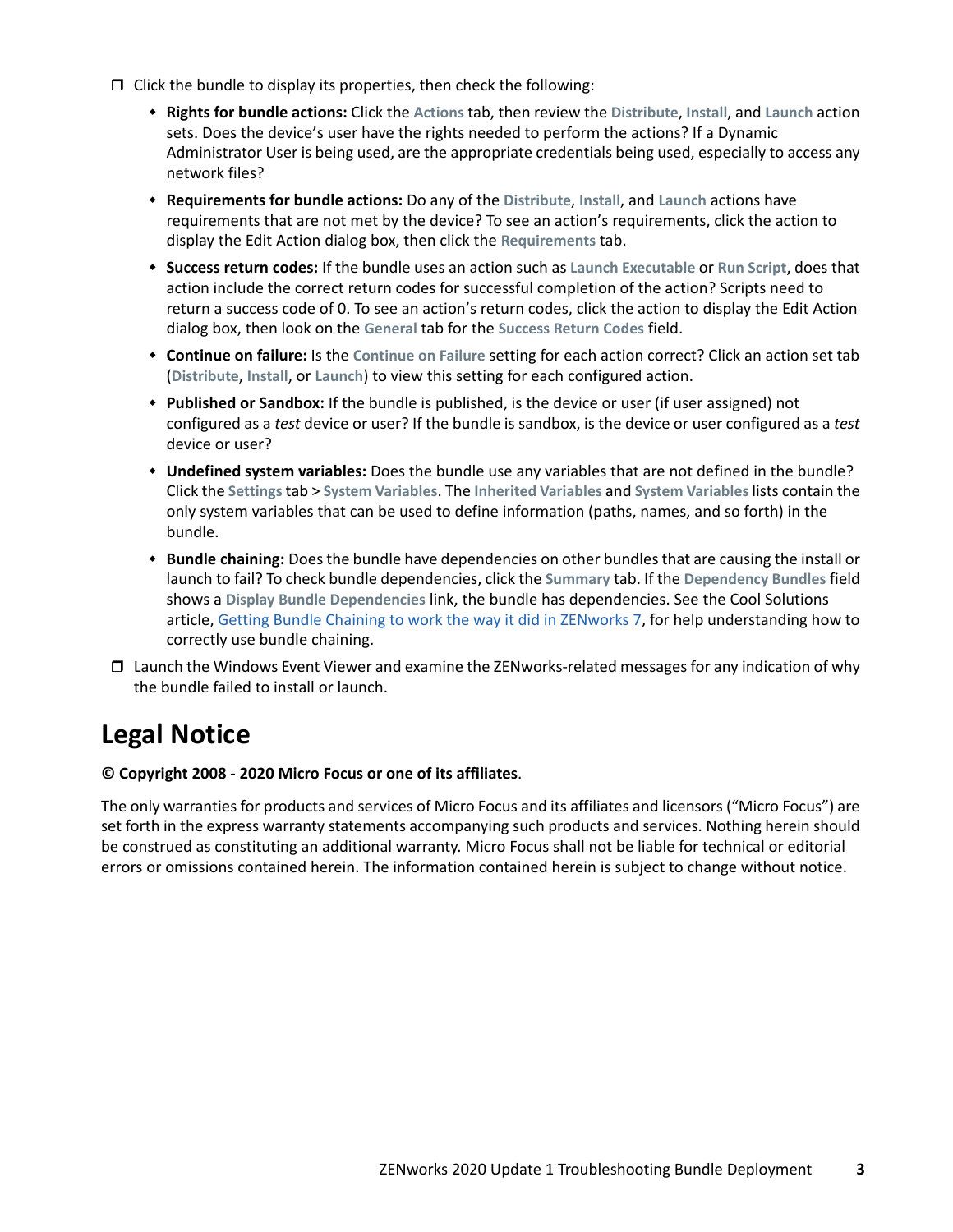- [ ] Click the bundle to display its properties, then check the following:
  - **Rights for bundle actions:** Click the **Actions** tab, then review the **Distribute**, **Install**, and **Launch** action sets. Does the device's user have the rights needed to perform the actions? If a Dynamic Administrator User is being used, are the appropriate credentials being used, especially to access any network files?
  - **Requirements for bundle actions:** Do any of the **Distribute**, **Install**, and **Launch** actions have requirements that are not met by the device? To see an action's requirements, click the action to display the Edit Action dialog box, then click the **Requirements** tab.
  - **Success return codes:** If the bundle uses an action such as **Launch Executable** or **Run Script**, does that action include the correct return codes for successful completion of the action? Scripts need to return a success code of 0. To see an action's return codes, click the action to display the Edit Action dialog box, then look on the **General** tab for the **Success Return Codes** field.
  - **Continue on failure:** Is the **Continue on Failure** setting for each action correct? Click an action set tab (**Distribute**, **Install**, or **Launch**) to view this setting for each configured action.
  - **Published or Sandbox:** If the bundle is published, is the device or user (if user assigned) not configured as a *test* device or user? If the bundle is sandbox, is the device or user configured as a *test* device or user?
  - **Undefined system variables:** Does the bundle use any variables that are not defined in the bundle? Click the **Settings** tab > **System Variables**. The **Inherited Variables** and **System Variables** lists contain the only system variables that can be used to define information (paths, names, and so forth) in the bundle.
  - **Bundle chaining:** Does the bundle have dependencies on other bundles that are causing the install or launch to fail? To check bundle dependencies, click the **Summary** tab. If the **Dependency Bundles** field shows a **Display Bundle Dependencies** link, the bundle has dependencies. See the Cool Solutions article, Getting Bundle Chaining to work the way it did in ZENworks 7, for help understanding how to correctly use bundle chaining.
- [ ] Launch the Windows Event Viewer and examine the ZENworks-related messages for any indication of why the bundle failed to install or launch.

## Legal Notice

**© Copyright 2008 - 2020 Micro Focus or one of its affiliates**.

The only warranties for products and services of Micro Focus and its affiliates and licensors ("Micro Focus") are set forth in the express warranty statements accompanying such products and services. Nothing herein should be construed as constituting an additional warranty. Micro Focus shall not be liable for technical or editorial errors or omissions contained herein. The information contained herein is subject to change without notice.